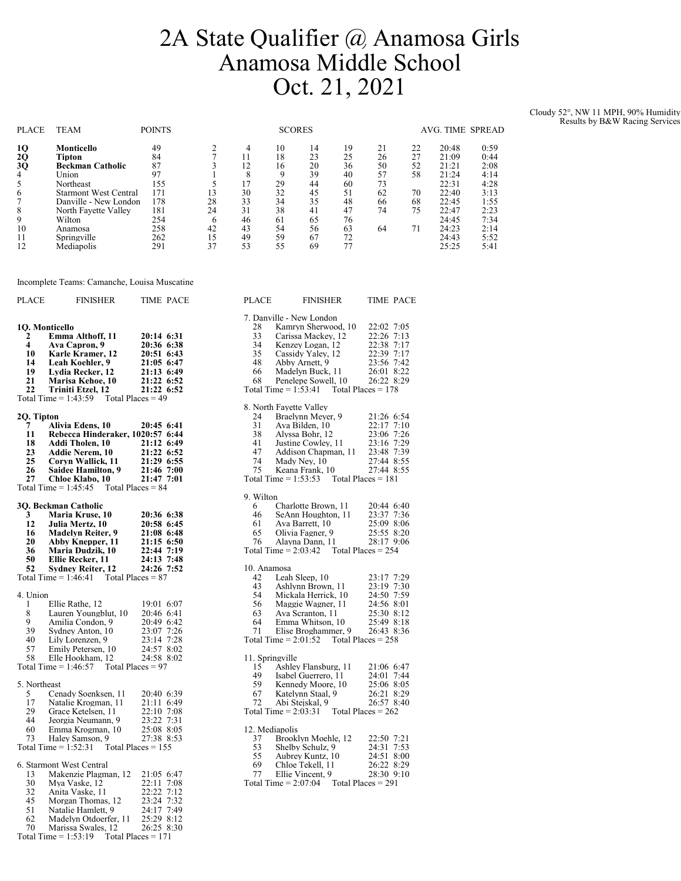# 2A State Qualifier @ Anamosa Girls
# Anamosa Middle School
# Oct. 21, 2021

Cloudy 52°, NW 11 MPH, 90% Humidity
Results by B&W Racing Services

| PLACE | TEAM | POINTS | SCORES | | | | | | | AVG. TIME | SPREAD |
|---|---|---|---|---|---|---|---|---|---|---|---|
| **1Q** | **Monticello** | 49 | 2 | 4 | 10 | 14 | 19 | 21 | 22 | 20:48 | 0:59 |
| **2Q** | **Tipton** | 84 | 7 | 11 | 18 | 23 | 25 | 26 | 27 | 21:09 | 0:44 |
| **3Q** | **Beckman Catholic** | 87 | 3 | 12 | 16 | 20 | 36 | 50 | 52 | 21:21 | 2:08 |
| 4 | Union | 97 | 1 | 8 | 9 | 39 | 40 | 57 | 58 | 21:24 | 4:14 |
| 5 | Northeast | 155 | 5 | 17 | 29 | 44 | 60 | 73 | | 22:31 | 4:28 |
| 6 | Starmont West Central | 171 | 13 | 30 | 32 | 45 | 51 | 62 | 70 | 22:40 | 3:13 |
| 7 | Danville - New London | 178 | 28 | 33 | 34 | 35 | 48 | 66 | 68 | 22:45 | 1:55 |
| 8 | North Fayette Valley | 181 | 24 | 31 | 38 | 41 | 47 | 74 | 75 | 22:47 | 2:23 |
| 9 | Wilton | 254 | 6 | 46 | 61 | 65 | 76 | | | 24:45 | 7:34 |
| 10 | Anamosa | 258 | 42 | 43 | 54 | 56 | 63 | 64 | 71 | 24:23 | 2:14 |
| 11 | Springville | 262 | 15 | 49 | 59 | 67 | 72 | | | 24:43 | 5:52 |
| 12 | Mediapolis | 291 | 37 | 53 | 55 | 69 | 77 | | | 25:25 | 5:41 |

Incomplete Teams: Camanche, Louisa Muscatine

| PLACE | FINISHER | TIME | PACE |
|---|---|---|---|
| **1Q. Monticello** | | | |
| **2** | **Emma Althoff, 11** | **20:14** | **6:31** |
| **4** | **Ava Capron, 9** | **20:36** | **6:38** |
| **10** | **Karle Kramer, 12** | **20:51** | **6:43** |
| **14** | **Leah Koehler, 9** | **21:05** | **6:47** |
| **19** | **Lydia Recker, 12** | **21:13** | **6:49** |
| **21** | **Marisa Kehoe, 10** | **21:22** | **6:52** |
| **22** | **Triniti Etzel, 12** | **21:22** | **6:52** |
| Total Time = 1:43:59 | Total Places = 49 | | |
| **2Q. Tipton** | | | |
| **7** | **Alivia Edens, 10** | **20:45** | **6:41** |
| **11** | **Rebecca Hinderaker, 10** | **20:57** | **6:44** |
| **18** | **Addi Tholen, 10** | **21:12** | **6:49** |
| **23** | **Addie Nerem, 10** | **21:22** | **6:52** |
| **25** | **Coryn Wallick, 11** | **21:29** | **6:55** |
| **26** | **Saidee Hamilton, 9** | **21:46** | **7:00** |
| **27** | **Chloe Klabo, 10** | **21:47** | **7:01** |
| Total Time = 1:45:45 | Total Places = 84 | | |
| **3Q. Beckman Catholic** | | | |
| **3** | **Maria Kruse, 10** | **20:36** | **6:38** |
| **12** | **Julia Mertz, 10** | **20:58** | **6:45** |
| **16** | **Madelyn Reiter, 9** | **21:08** | **6:48** |
| **20** | **Abby Knepper, 11** | **21:15** | **6:50** |
| **36** | **Maria Dudzik, 10** | **22:44** | **7:19** |
| **50** | **Ellie Recker, 11** | **24:13** | **7:48** |
| **52** | **Sydney Reiter, 12** | **24:26** | **7:52** |
| Total Time = 1:46:41 | Total Places = 87 | | |
| 4. Union | | | |
| 1 | Ellie Rathe, 12 | 19:01 | 6:07 |
| 8 | Lauren Youngblut, 10 | 20:46 | 6:41 |
| 9 | Amilia Condon, 9 | 20:49 | 6:42 |
| 39 | Sydney Anton, 10 | 23:07 | 7:26 |
| 40 | Lily Lorenzen, 9 | 23:14 | 7:28 |
| 57 | Emily Petersen, 10 | 24:57 | 8:02 |
| 58 | Elle Hookham, 12 | 24:58 | 8:02 |
| Total Time = 1:46:57 | Total Places = 97 | | |
| 5. Northeast | | | |
| 5 | Cenady Soenksen, 11 | 20:40 | 6:39 |
| 17 | Natalie Krogman, 11 | 21:11 | 6:49 |
| 29 | Grace Ketelsen, 11 | 22:10 | 7:08 |
| 44 | Jeorgia Neumann, 9 | 23:22 | 7:31 |
| 60 | Emma Krogman, 10 | 25:08 | 8:05 |
| 73 | Haley Samson, 9 | 27:38 | 8:53 |
| Total Time = 1:52:31 | Total Places = 155 | | |
| 6. Starmont West Central | | | |
| 13 | Makenzie Plagman, 12 | 21:05 | 6:47 |
| 30 | Mya Vaske, 12 | 22:11 | 7:08 |
| 32 | Anita Vaske, 11 | 22:22 | 7:12 |
| 45 | Morgan Thomas, 12 | 23:24 | 7:32 |
| 51 | Natalie Hamlett, 9 | 24:17 | 7:49 |
| 62 | Madelyn Otdoerfer, 11 | 25:29 | 8:12 |
| 70 | Marissa Swales, 12 | 26:25 | 8:30 |
| Total Time = 1:53:19 | Total Places = 171 | | |
| 7. Danville - New London | | | |
| 28 | Kamryn Sherwood, 10 | 22:02 | 7:05 |
| 33 | Carissa Mackey, 12 | 22:26 | 7:13 |
| 34 | Kenzey Logan, 12 | 22:38 | 7:17 |
| 35 | Cassidy Yaley, 12 | 22:39 | 7:17 |
| 48 | Abby Arnett, 9 | 23:56 | 7:42 |
| 66 | Madelyn Buck, 11 | 26:01 | 8:22 |
| 68 | Penelepe Sowell, 10 | 26:22 | 8:29 |
| Total Time = 1:53:41 | Total Places = 178 | | |
| 8. North Fayette Valley | | | |
| 24 | Braelynn Meyer, 9 | 21:26 | 6:54 |
| 31 | Ava Bilden, 10 | 22:17 | 7:10 |
| 38 | Alyssa Bohr, 12 | 23:06 | 7:26 |
| 41 | Justine Cowley, 11 | 23:16 | 7:29 |
| 47 | Addison Chapman, 11 | 23:48 | 7:39 |
| 74 | Mady Ney, 10 | 27:44 | 8:55 |
| 75 | Keana Frank, 10 | 27:44 | 8:55 |
| Total Time = 1:53:53 | Total Places = 181 | | |
| 9. Wilton | | | |
| 6 | Charlotte Brown, 11 | 20:44 | 6:40 |
| 46 | SeAnn Houghton, 11 | 23:37 | 7:36 |
| 61 | Ava Barrett, 10 | 25:09 | 8:06 |
| 65 | Olivia Fagner, 9 | 25:55 | 8:20 |
| 76 | Alayna Dann, 11 | 28:17 | 9:06 |
| Total Time = 2:03:42 | Total Places = 254 | | |
| 10. Anamosa | | | |
| 42 | Leah Sleep, 10 | 23:17 | 7:29 |
| 43 | Ashlynn Brown, 11 | 23:19 | 7:30 |
| 54 | Mickala Herrick, 10 | 24:50 | 7:59 |
| 56 | Maggie Wagner, 11 | 24:56 | 8:01 |
| 63 | Ava Scranton, 11 | 25:30 | 8:12 |
| 64 | Emma Whitson, 10 | 25:49 | 8:18 |
| 71 | Elise Broghammer, 9 | 26:43 | 8:36 |
| Total Time = 2:01:52 | Total Places = 258 | | |
| 11. Springville | | | |
| 15 | Ashley Flansburg, 11 | 21:06 | 6:47 |
| 49 | Isabel Guerrero, 11 | 24:01 | 7:44 |
| 59 | Kennedy Moore, 10 | 25:06 | 8:05 |
| 67 | Katelynn Staal, 9 | 26:21 | 8:29 |
| 72 | Abi Stejskal, 9 | 26:57 | 8:40 |
| Total Time = 2:03:31 | Total Places = 262 | | |
| 12. Mediapolis | | | |
| 37 | Brooklyn Moehle, 12 | 22:50 | 7:21 |
| 53 | Shelby Schulz, 9 | 24:31 | 7:53 |
| 55 | Aubrey Kuntz, 10 | 24:51 | 8:00 |
| 69 | Chloe Tekell, 11 | 26:22 | 8:29 |
| 77 | Ellie Vincent, 9 | 28:30 | 9:10 |
| Total Time = 2:07:04 | Total Places = 291 | | |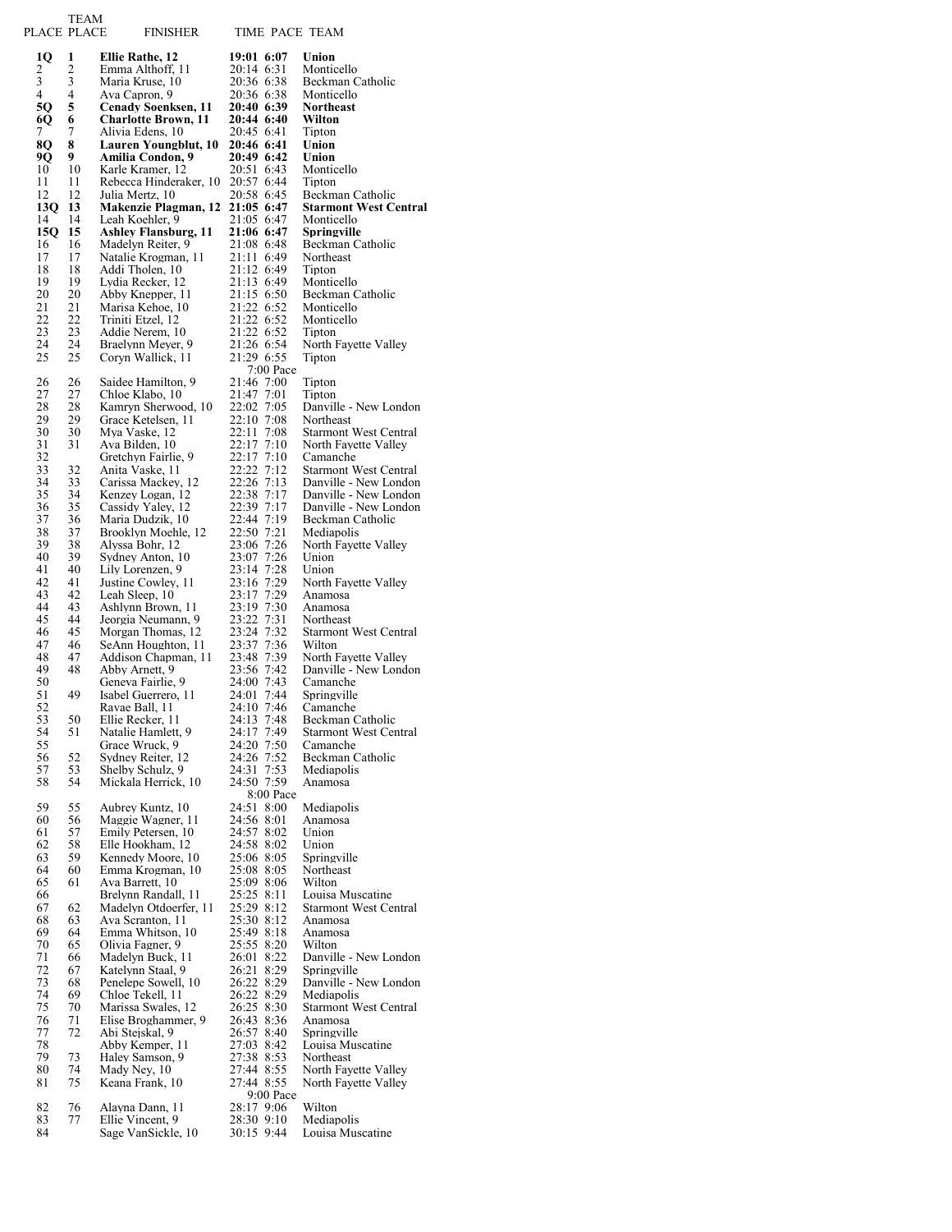| PLACE | TEAM PLACE | FINISHER | TIME | PACE | TEAM |
|---|---|---|---|---|---|
| **1Q** | **1** | **Ellie Rathe, 12** | **19:01** | **6:07** | **Union** |
| 2 | 2 | Emma Althoff, 11 | 20:14 | 6:31 | Monticello |
| 3 | 3 | Maria Kruse, 10 | 20:36 | 6:38 | Beckman Catholic |
| 4 | 4 | Ava Capron, 9 | 20:36 | 6:38 | Monticello |
| **5Q** | **5** | **Cenady Soenksen, 11** | **20:40** | **6:39** | **Northeast** |
| **6Q** | **6** | **Charlotte Brown, 11** | **20:44** | **6:40** | **Wilton** |
| 7 | 7 | Alivia Edens, 10 | 20:45 | 6:41 | Tipton |
| **8Q** | **8** | **Lauren Youngblut, 10** | **20:46** | **6:41** | **Union** |
| **9Q** | **9** | **Amilia Condon, 9** | **20:49** | **6:42** | **Union** |
| 10 | 10 | Karle Kramer, 12 | 20:51 | 6:43 | Monticello |
| 11 | 11 | Rebecca Hinderaker, 10 | 20:57 | 6:44 | Tipton |
| 12 | 12 | Julia Mertz, 10 | 20:58 | 6:45 | Beckman Catholic |
| **13Q** | **13** | **Makenzie Plagman, 12** | **21:05** | **6:47** | **Starmont West Central** |
| 14 | 14 | Leah Koehler, 9 | 21:05 | 6:47 | Monticello |
| **15Q** | **15** | **Ashley Flansburg, 11** | **21:06** | **6:47** | **Springville** |
| 16 | 16 | Madelyn Reiter, 9 | 21:08 | 6:48 | Beckman Catholic |
| 17 | 17 | Natalie Krogman, 11 | 21:11 | 6:49 | Northeast |
| 18 | 18 | Addi Tholen, 10 | 21:12 | 6:49 | Tipton |
| 19 | 19 | Lydia Recker, 12 | 21:13 | 6:49 | Monticello |
| 20 | 20 | Abby Knepper, 11 | 21:15 | 6:50 | Beckman Catholic |
| 21 | 21 | Marisa Kehoe, 10 | 21:22 | 6:52 | Monticello |
| 22 | 22 | Triniti Etzel, 12 | 21:22 | 6:52 | Monticello |
| 23 | 23 | Addie Nerem, 10 | 21:22 | 6:52 | Tipton |
| 24 | 24 | Braelynn Meyer, 9 | 21:26 | 6:54 | North Fayette Valley |
| 25 | 25 | Coryn Wallick, 11 | 21:29 | 6:55 | Tipton |
| | | | | 7:00 Pace | |
| 26 | 26 | Saidee Hamilton, 9 | 21:46 | 7:00 | Tipton |
| 27 | 27 | Chloe Klabo, 10 | 21:47 | 7:01 | Tipton |
| 28 | 28 | Kamryn Sherwood, 10 | 22:02 | 7:05 | Danville - New London |
| 29 | 29 | Grace Ketelsen, 11 | 22:10 | 7:08 | Northeast |
| 30 | 30 | Mya Vaske, 12 | 22:11 | 7:08 | Starmont West Central |
| 31 | 31 | Ava Bilden, 10 | 22:17 | 7:10 | North Fayette Valley |
| 32 | | Gretchyn Fairlie, 9 | 22:17 | 7:10 | Camanche |
| 33 | 32 | Anita Vaske, 11 | 22:22 | 7:12 | Starmont West Central |
| 34 | 33 | Carissa Mackey, 12 | 22:26 | 7:13 | Danville - New London |
| 35 | 34 | Kenzey Logan, 12 | 22:38 | 7:17 | Danville - New London |
| 36 | 35 | Cassidy Yaley, 12 | 22:39 | 7:17 | Danville - New London |
| 37 | 36 | Maria Dudzik, 10 | 22:44 | 7:19 | Beckman Catholic |
| 38 | 37 | Brooklyn Moehle, 12 | 22:50 | 7:21 | Mediapolis |
| 39 | 38 | Alyssa Bohr, 12 | 23:06 | 7:26 | North Fayette Valley |
| 40 | 39 | Sydney Anton, 10 | 23:07 | 7:26 | Union |
| 41 | 40 | Lily Lorenzen, 9 | 23:14 | 7:28 | Union |
| 42 | 41 | Justine Cowley, 11 | 23:16 | 7:29 | North Fayette Valley |
| 43 | 42 | Leah Sleep, 10 | 23:17 | 7:29 | Anamosa |
| 44 | 43 | Ashlynn Brown, 11 | 23:19 | 7:30 | Anamosa |
| 45 | 44 | Jeorgia Neumann, 9 | 23:22 | 7:31 | Northeast |
| 46 | 45 | Morgan Thomas, 12 | 23:24 | 7:32 | Starmont West Central |
| 47 | 46 | SeAnn Houghton, 11 | 23:37 | 7:36 | Wilton |
| 48 | 47 | Addison Chapman, 11 | 23:48 | 7:39 | North Fayette Valley |
| 49 | 48 | Abby Arnett, 9 | 23:56 | 7:42 | Danville - New London |
| 50 | | Geneva Fairlie, 9 | 24:00 | 7:43 | Camanche |
| 51 | 49 | Isabel Guerrero, 11 | 24:01 | 7:44 | Springville |
| 52 | | Rayae Ball, 11 | 24:10 | 7:46 | Camanche |
| 53 | 50 | Ellie Recker, 11 | 24:13 | 7:48 | Beckman Catholic |
| 54 | 51 | Natalie Hamlett, 9 | 24:17 | 7:49 | Starmont West Central |
| 55 | | Grace Wruck, 9 | 24:20 | 7:50 | Camanche |
| 56 | 52 | Sydney Reiter, 12 | 24:26 | 7:52 | Beckman Catholic |
| 57 | 53 | Shelby Schulz, 9 | 24:31 | 7:53 | Mediapolis |
| 58 | 54 | Mickala Herrick, 10 | 24:50 | 7:59 | Anamosa |
| | | | | 8:00 Pace | |
| 59 | 55 | Aubrey Kuntz, 10 | 24:51 | 8:00 | Mediapolis |
| 60 | 56 | Maggie Wagner, 11 | 24:56 | 8:01 | Anamosa |
| 61 | 57 | Emily Petersen, 10 | 24:57 | 8:02 | Union |
| 62 | 58 | Elle Hookham, 12 | 24:58 | 8:02 | Union |
| 63 | 59 | Kennedy Moore, 10 | 25:06 | 8:05 | Springville |
| 64 | 60 | Emma Krogman, 10 | 25:08 | 8:05 | Northeast |
| 65 | 61 | Ava Barrett, 10 | 25:09 | 8:06 | Wilton |
| 66 | | Brelynn Randall, 11 | 25:25 | 8:11 | Louisa Muscatine |
| 67 | 62 | Madelyn Otdoerfer, 11 | 25:29 | 8:12 | Starmont West Central |
| 68 | 63 | Ava Scranton, 11 | 25:30 | 8:12 | Anamosa |
| 69 | 64 | Emma Whitson, 10 | 25:49 | 8:18 | Anamosa |
| 70 | 65 | Olivia Fagner, 9 | 25:55 | 8:20 | Wilton |
| 71 | 66 | Madelyn Buck, 11 | 26:01 | 8:22 | Danville - New London |
| 72 | 67 | Katelynn Staal, 9 | 26:21 | 8:29 | Springville |
| 73 | 68 | Penelepe Sowell, 10 | 26:22 | 8:29 | Danville - New London |
| 74 | 69 | Chloe Tekell, 11 | 26:22 | 8:29 | Mediapolis |
| 75 | 70 | Marissa Swales, 12 | 26:25 | 8:30 | Starmont West Central |
| 76 | 71 | Elise Broghammer, 9 | 26:43 | 8:36 | Anamosa |
| 77 | 72 | Abi Stejskal, 9 | 26:57 | 8:40 | Springville |
| 78 | | Abby Kemper, 11 | 27:03 | 8:42 | Louisa Muscatine |
| 79 | 73 | Haley Samson, 9 | 27:38 | 8:53 | Northeast |
| 80 | 74 | Mady Ney, 10 | 27:44 | 8:55 | North Fayette Valley |
| 81 | 75 | Keana Frank, 10 | 27:44 | 8:55 | North Fayette Valley |
| | | | | 9:00 Pace | |
| 82 | 76 | Alayna Dann, 11 | 28:17 | 9:06 | Wilton |
| 83 | 77 | Ellie Vincent, 9 | 28:30 | 9:10 | Mediapolis |
| 84 | | Sage VanSickle, 10 | 30:15 | 9:44 | Louisa Muscatine |